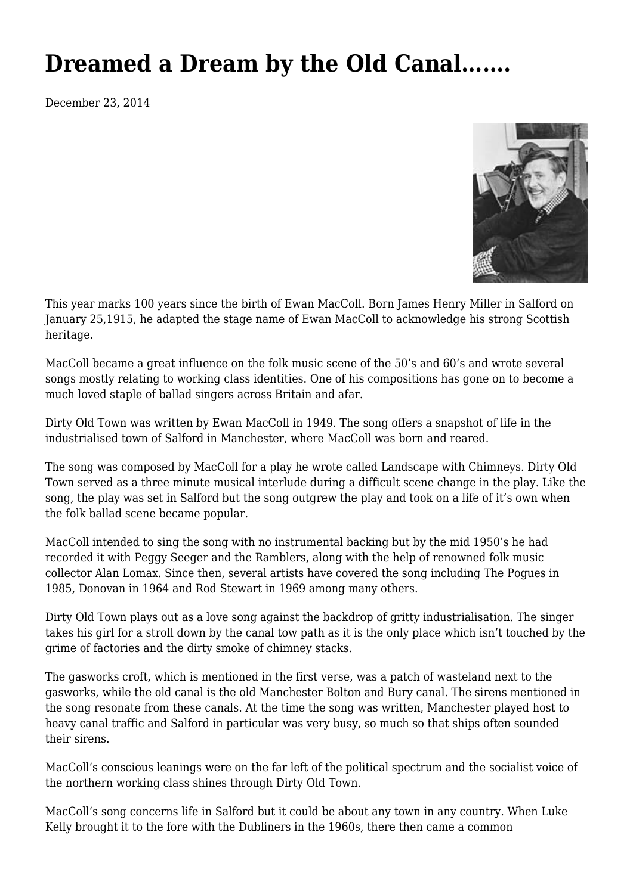# Dreamed a Dream by the Old Canal…….

December 23, 2014

This year marks 100 years since the birth of Ewan MacColl. Born James Henry Miller in Salford on January 25,1915, he adapted the stage name of Ewan MacColl to acknowledge his strong Scottish heritage.

MacColl became a great influence on the folk music scene of the 50's and 60's and wrote several songs mostly relating to working class identities. One of his compositions has gone on to become a much loved staple of ballad singers across Britain and afar.

Dirty Old Town was written by Ewan MacColl in 1949. The song offers a snapshot of life in the industrialised town of Salford in Manchester, where MacColl was born and reared.

The song was composed by MacColl for a play he wrote called Landscape with Chimneys. Dirty Old Town served as a three minute musical interlude during a difficult scene change in the play. Like the song, the play was set in Salford but the song outgrew the play and took on a life of it's own when the folk ballad scene became popular.

MacColl intended to sing the song with no instrumental backing but by the mid 1950's he had recorded it with Peggy Seeger and the Ramblers, along with the help of renowned folk music collector Alan Lomax. Since then, several artists have covered the song including The Pogues in 1985, Donovan in 1964 and Rod Stewart in 1969 among many others.

Dirty Old Town plays out as a love song against the backdrop of gritty industrialisation. The singer takes his girl for a stroll down by the canal tow path as it is the only place which isn't touched by the grime of factories and the dirty smoke of chimney stacks.

The gasworks croft, which is mentioned in the first verse, was a patch of wasteland next to the gasworks, while the old canal is the old Manchester Bolton and Bury canal. The sirens mentioned in the song resonate from these canals. At the time the song was written, Manchester played host to heavy canal traffic and Salford in particular was very busy, so much so that ships often sounded their sirens.

MacColl's conscious leanings were on the far left of the political spectrum and the socialist voice of the northern working class shines through Dirty Old Town.

MacColl's song concerns life in Salford but it could be about any town in any country. When Luke Kelly brought it to the fore with the Dubliners in the 1960s, there then came a common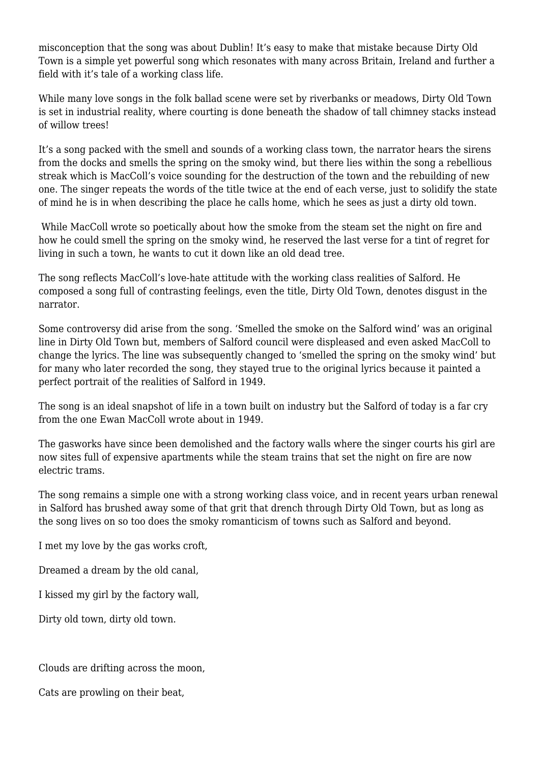misconception that the song was about Dublin! It's easy to make that mistake because Dirty Old Town is a simple yet powerful song which resonates with many across Britain, Ireland and further a field with it's tale of a working class life.

While many love songs in the folk ballad scene were set by riverbanks or meadows, Dirty Old Town is set in industrial reality, where courting is done beneath the shadow of tall chimney stacks instead of willow trees!

It's a song packed with the smell and sounds of a working class town, the narrator hears the sirens from the docks and smells the spring on the smoky wind, but there lies within the song a rebellious streak which is MacColl's voice sounding for the destruction of the town and the rebuilding of new one. The singer repeats the words of the title twice at the end of each verse, just to solidify the state of mind he is in when describing the place he calls home, which he sees as just a dirty old town.

While MacColl wrote so poetically about how the smoke from the steam set the night on fire and how he could smell the spring on the smoky wind, he reserved the last verse for a tint of regret for living in such a town, he wants to cut it down like an old dead tree.

The song reflects MacColl's love-hate attitude with the working class realities of Salford. He composed a song full of contrasting feelings, even the title, Dirty Old Town, denotes disgust in the narrator.

Some controversy did arise from the song. 'Smelled the smoke on the Salford wind' was an original line in Dirty Old Town but, members of Salford council were displeased and even asked MacColl to change the lyrics. The line was subsequently changed to 'smelled the spring on the smoky wind' but for many who later recorded the song, they stayed true to the original lyrics because it painted a perfect portrait of the realities of Salford in 1949.

The song is an ideal snapshot of life in a town built on industry but the Salford of today is a far cry from the one Ewan MacColl wrote about in 1949.

The gasworks have since been demolished and the factory walls where the singer courts his girl are now sites full of expensive apartments while the steam trains that set the night on fire are now electric trams.

The song remains a simple one with a strong working class voice, and in recent years urban renewal in Salford has brushed away some of that grit that drench through Dirty Old Town, but as long as the song lives on so too does the smoky romanticism of towns such as Salford and beyond.

I met my love by the gas works croft,

Dreamed a dream by the old canal,

I kissed my girl by the factory wall,

Dirty old town, dirty old town.

Clouds are drifting across the moon,

Cats are prowling on their beat,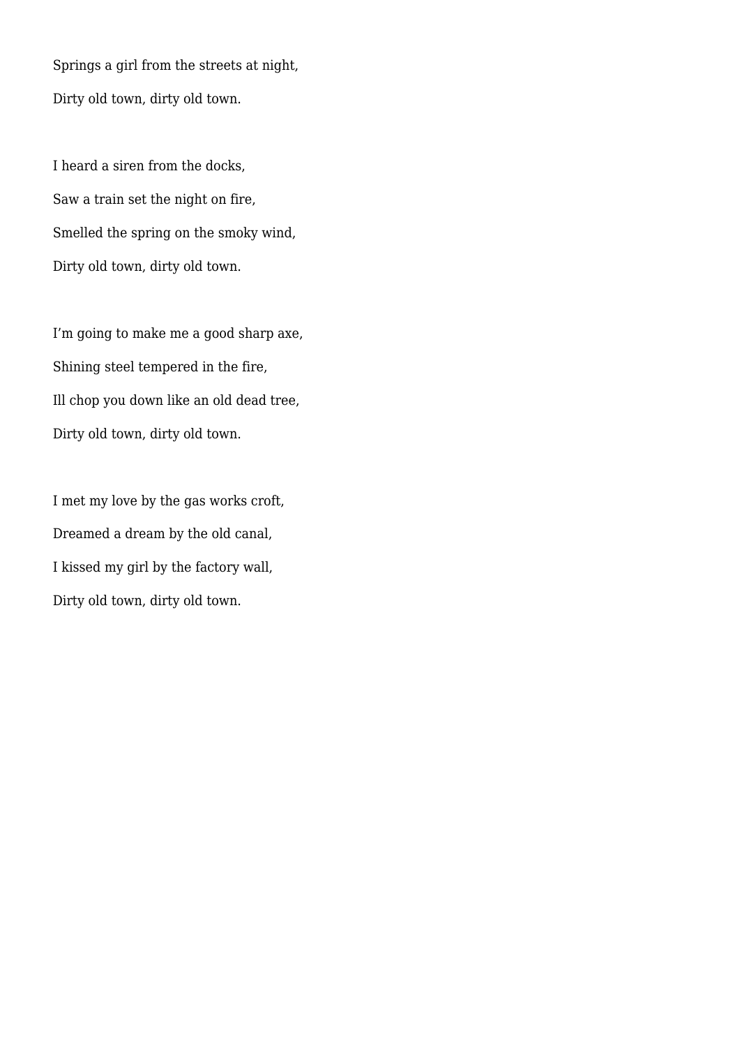Springs a girl from the streets at night,

Dirty old town, dirty old town.

I heard a siren from the docks,

Saw a train set the night on fire,

Smelled the spring on the smoky wind,

Dirty old town, dirty old town.

I'm going to make me a good sharp axe,

Shining steel tempered in the fire,

Ill chop you down like an old dead tree,

Dirty old town, dirty old town.

I met my love by the gas works croft,

Dreamed a dream by the old canal,

I kissed my girl by the factory wall,

Dirty old town, dirty old town.